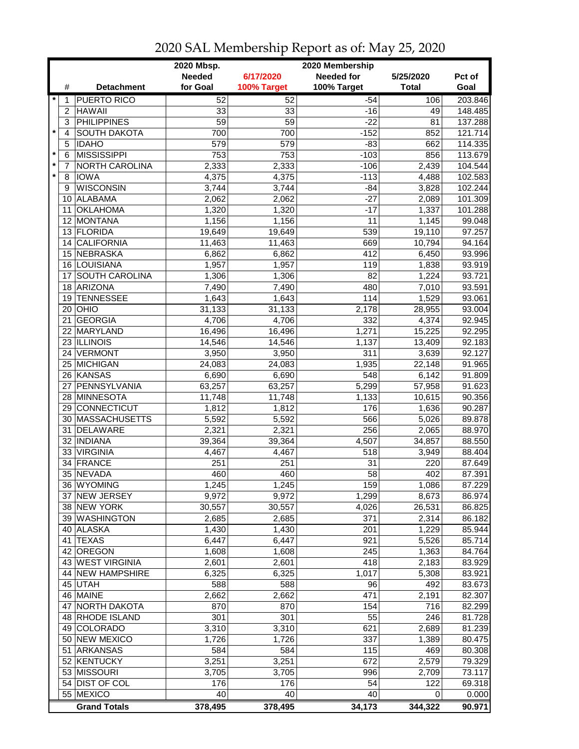# 2020 SAL Membership Report as of: May 25, 2020

| | # | Detachment | 2020 Mbsp. Needed for Goal | 6/17/2020 100% Target | 2020 Membership Needed for 100% Target | 5/25/2020 Total | Pct of Goal |
|---|---|---|---|---|---|---|---|
| * | 1 | PUERTO RICO | 52 | 52 | -54 | 106 | 203.846 |
| | 2 | HAWAII | 33 | 33 | -16 | 49 | 148.485 |
| | 3 | PHILIPPINES | 59 | 59 | -22 | 81 | 137.288 |
| * | 4 | SOUTH DAKOTA | 700 | 700 | -152 | 852 | 121.714 |
| | 5 | IDAHO | 579 | 579 | -83 | 662 | 114.335 |
| * | 6 | MISSISSIPPI | 753 | 753 | -103 | 856 | 113.679 |
| * | 7 | NORTH CAROLINA | 2,333 | 2,333 | -106 | 2,439 | 104.544 |
| * | 8 | IOWA | 4,375 | 4,375 | -113 | 4,488 | 102.583 |
| | 9 | WISCONSIN | 3,744 | 3,744 | -84 | 3,828 | 102.244 |
| | 10 | ALABAMA | 2,062 | 2,062 | -27 | 2,089 | 101.309 |
| | 11 | OKLAHOMA | 1,320 | 1,320 | -17 | 1,337 | 101.288 |
| | 12 | MONTANA | 1,156 | 1,156 | 11 | 1,145 | 99.048 |
| | 13 | FLORIDA | 19,649 | 19,649 | 539 | 19,110 | 97.257 |
| | 14 | CALIFORNIA | 11,463 | 11,463 | 669 | 10,794 | 94.164 |
| | 15 | NEBRASKA | 6,862 | 6,862 | 412 | 6,450 | 93.996 |
| | 16 | LOUISIANA | 1,957 | 1,957 | 119 | 1,838 | 93.919 |
| | 17 | SOUTH CAROLINA | 1,306 | 1,306 | 82 | 1,224 | 93.721 |
| | 18 | ARIZONA | 7,490 | 7,490 | 480 | 7,010 | 93.591 |
| | 19 | TENNESSEE | 1,643 | 1,643 | 114 | 1,529 | 93.061 |
| | 20 | OHIO | 31,133 | 31,133 | 2,178 | 28,955 | 93.004 |
| | 21 | GEORGIA | 4,706 | 4,706 | 332 | 4,374 | 92.945 |
| | 22 | MARYLAND | 16,496 | 16,496 | 1,271 | 15,225 | 92.295 |
| | 23 | ILLINOIS | 14,546 | 14,546 | 1,137 | 13,409 | 92.183 |
| | 24 | VERMONT | 3,950 | 3,950 | 311 | 3,639 | 92.127 |
| | 25 | MICHIGAN | 24,083 | 24,083 | 1,935 | 22,148 | 91.965 |
| | 26 | KANSAS | 6,690 | 6,690 | 548 | 6,142 | 91.809 |
| | 27 | PENNSYLVANIA | 63,257 | 63,257 | 5,299 | 57,958 | 91.623 |
| | 28 | MINNESOTA | 11,748 | 11,748 | 1,133 | 10,615 | 90.356 |
| | 29 | CONNECTICUT | 1,812 | 1,812 | 176 | 1,636 | 90.287 |
| | 30 | MASSACHUSETTS | 5,592 | 5,592 | 566 | 5,026 | 89.878 |
| | 31 | DELAWARE | 2,321 | 2,321 | 256 | 2,065 | 88.970 |
| | 32 | INDIANA | 39,364 | 39,364 | 4,507 | 34,857 | 88.550 |
| | 33 | VIRGINIA | 4,467 | 4,467 | 518 | 3,949 | 88.404 |
| | 34 | FRANCE | 251 | 251 | 31 | 220 | 87.649 |
| | 35 | NEVADA | 460 | 460 | 58 | 402 | 87.391 |
| | 36 | WYOMING | 1,245 | 1,245 | 159 | 1,086 | 87.229 |
| | 37 | NEW JERSEY | 9,972 | 9,972 | 1,299 | 8,673 | 86.974 |
| | 38 | NEW YORK | 30,557 | 30,557 | 4,026 | 26,531 | 86.825 |
| | 39 | WASHINGTON | 2,685 | 2,685 | 371 | 2,314 | 86.182 |
| | 40 | ALASKA | 1,430 | 1,430 | 201 | 1,229 | 85.944 |
| | 41 | TEXAS | 6,447 | 6,447 | 921 | 5,526 | 85.714 |
| | 42 | OREGON | 1,608 | 1,608 | 245 | 1,363 | 84.764 |
| | 43 | WEST VIRGINIA | 2,601 | 2,601 | 418 | 2,183 | 83.929 |
| | 44 | NEW HAMPSHIRE | 6,325 | 6,325 | 1,017 | 5,308 | 83.921 |
| | 45 | UTAH | 588 | 588 | 96 | 492 | 83.673 |
| | 46 | MAINE | 2,662 | 2,662 | 471 | 2,191 | 82.307 |
| | 47 | NORTH DAKOTA | 870 | 870 | 154 | 716 | 82.299 |
| | 48 | RHODE ISLAND | 301 | 301 | 55 | 246 | 81.728 |
| | 49 | COLORADO | 3,310 | 3,310 | 621 | 2,689 | 81.239 |
| | 50 | NEW MEXICO | 1,726 | 1,726 | 337 | 1,389 | 80.475 |
| | 51 | ARKANSAS | 584 | 584 | 115 | 469 | 80.308 |
| | 52 | KENTUCKY | 3,251 | 3,251 | 672 | 2,579 | 79.329 |
| | 53 | MISSOURI | 3,705 | 3,705 | 996 | 2,709 | 73.117 |
| | 54 | DIST OF COL | 176 | 176 | 54 | 122 | 69.318 |
| | 55 | MEXICO | 40 | 40 | 40 | 0 | 0.000 |
| | | **Grand Totals** | **378,495** | **378,495** | **34,173** | **344,322** | **90.971** |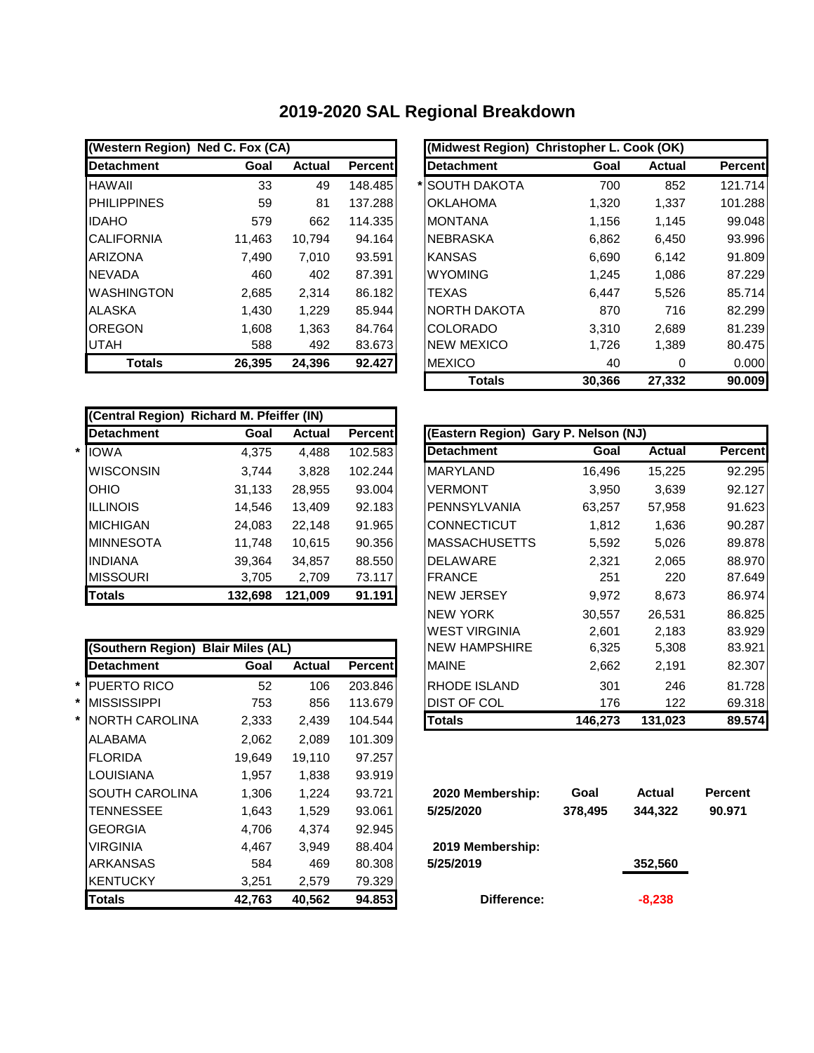# 2019-2020 SAL Regional Breakdown

| (Western Region) Ned C. Fox (CA) | | | |
|---|---|---|---|
| Detachment | Goal | Actual | Percent |
| HAWAII | 33 | 49 | 148.485 |
| PHILIPPINES | 59 | 81 | 137.288 |
| IDAHO | 579 | 662 | 114.335 |
| CALIFORNIA | 11,463 | 10,794 | 94.164 |
| ARIZONA | 7,490 | 7,010 | 93.591 |
| NEVADA | 460 | 402 | 87.391 |
| WASHINGTON | 2,685 | 2,314 | 86.182 |
| ALASKA | 1,430 | 1,229 | 85.944 |
| OREGON | 1,608 | 1,363 | 84.764 |
| UTAH | 588 | 492 | 83.673 |
| **Totals** | **26,395** | **24,396** | **92.427** |

| | (Midwest Region) Christopher L. Cook (OK) | | | |
|---|---|---|---|---|
| | Detachment | Goal | Actual | Percent |
| * | SOUTH DAKOTA | 700 | 852 | 121.714 |
| | OKLAHOMA | 1,320 | 1,337 | 101.288 |
| | MONTANA | 1,156 | 1,145 | 99.048 |
| | NEBRASKA | 6,862 | 6,450 | 93.996 |
| | KANSAS | 6,690 | 6,142 | 91.809 |
| | WYOMING | 1,245 | 1,086 | 87.229 |
| | TEXAS | 6,447 | 5,526 | 85.714 |
| | NORTH DAKOTA | 870 | 716 | 82.299 |
| | COLORADO | 3,310 | 2,689 | 81.239 |
| | NEW MEXICO | 1,726 | 1,389 | 80.475 |
| | MEXICO | 40 | 0 | 0.000 |
| | **Totals** | **30,366** | **27,332** | **90.009** |

| | (Central Region) Richard M. Pfeiffer (IN) | | | |
|---|---|---|---|---|
| | Detachment | Goal | Actual | Percent |
| * | IOWA | 4,375 | 4,488 | 102.583 |
| | WISCONSIN | 3,744 | 3,828 | 102.244 |
| | OHIO | 31,133 | 28,955 | 93.004 |
| | ILLINOIS | 14,546 | 13,409 | 92.183 |
| | MICHIGAN | 24,083 | 22,148 | 91.965 |
| | MINNESOTA | 11,748 | 10,615 | 90.356 |
| | INDIANA | 39,364 | 34,857 | 88.550 |
| | MISSOURI | 3,705 | 2,709 | 73.117 |
| | **Totals** | **132,698** | **121,009** | **91.191** |

| (Eastern Region) Gary P. Nelson (NJ) | | | |
|---|---|---|---|
| Detachment | Goal | Actual | Percent |
| MARYLAND | 16,496 | 15,225 | 92.295 |
| VERMONT | 3,950 | 3,639 | 92.127 |
| PENNSYLVANIA | 63,257 | 57,958 | 91.623 |
| CONNECTICUT | 1,812 | 1,636 | 90.287 |
| MASSACHUSETTS | 5,592 | 5,026 | 89.878 |
| DELAWARE | 2,321 | 2,065 | 88.970 |
| FRANCE | 251 | 220 | 87.649 |
| NEW JERSEY | 9,972 | 8,673 | 86.974 |
| NEW YORK | 30,557 | 26,531 | 86.825 |
| WEST VIRGINIA | 2,601 | 2,183 | 83.929 |
| NEW HAMPSHIRE | 6,325 | 5,308 | 83.921 |
| MAINE | 2,662 | 2,191 | 82.307 |
| RHODE ISLAND | 301 | 246 | 81.728 |
| DIST OF COL | 176 | 122 | 69.318 |
| **Totals** | **146,273** | **131,023** | **89.574** |

| | (Southern Region) Blair Miles (AL) | | | |
|---|---|---|---|---|
| | Detachment | Goal | Actual | Percent |
| * | PUERTO RICO | 52 | 106 | 203.846 |
| * | MISSISSIPPI | 753 | 856 | 113.679 |
| * | NORTH CAROLINA | 2,333 | 2,439 | 104.544 |
| | ALABAMA | 2,062 | 2,089 | 101.309 |
| | FLORIDA | 19,649 | 19,110 | 97.257 |
| | LOUISIANA | 1,957 | 1,838 | 93.919 |
| | SOUTH CAROLINA | 1,306 | 1,224 | 93.721 |
| | TENNESSEE | 1,643 | 1,529 | 93.061 |
| | GEORGIA | 4,706 | 4,374 | 92.945 |
| | VIRGINIA | 4,467 | 3,949 | 88.404 |
| | ARKANSAS | 584 | 469 | 80.308 |
| | KENTUCKY | 3,251 | 2,579 | 79.329 |
| | **Totals** | **42,763** | **40,562** | **94.853** |

| 2020 Membership: | Goal | Actual | Percent |
|---|---|---|---|
| 5/25/2020 | 378,495 | 344,322 | 90.971 |
| **2019 Membership:** | | | |
| 5/25/2019 | | 352,560 | |
| **Difference:** | | -8,238 | |